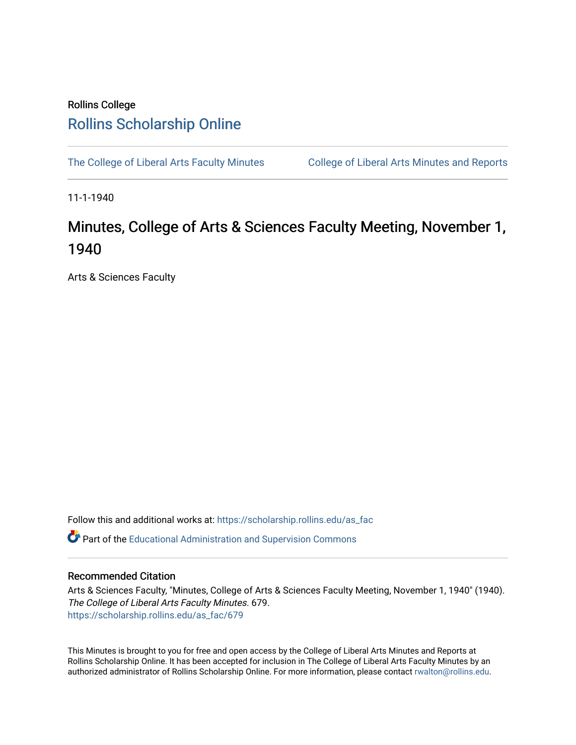Rollins College

# Rollins Scholarship Online

The College of Liberal Arts Faculty Minutes

College of Liberal Arts Minutes and Reports

11-1-1940

# Minutes, College of Arts & Sciences Faculty Meeting, November 1, 1940

Arts & Sciences Faculty

Follow this and additional works at: https://scholarship.rollins.edu/as_fac

Part of the Educational Administration and Supervision Commons

## Recommended Citation

Arts & Sciences Faculty, "Minutes, College of Arts & Sciences Faculty Meeting, November 1, 1940" (1940). *The College of Liberal Arts Faculty Minutes*. 679.
https://scholarship.rollins.edu/as_fac/679

This Minutes is brought to you for free and open access by the College of Liberal Arts Minutes and Reports at Rollins Scholarship Online. It has been accepted for inclusion in The College of Liberal Arts Faculty Minutes by an authorized administrator of Rollins Scholarship Online. For more information, please contact rwalton@rollins.edu.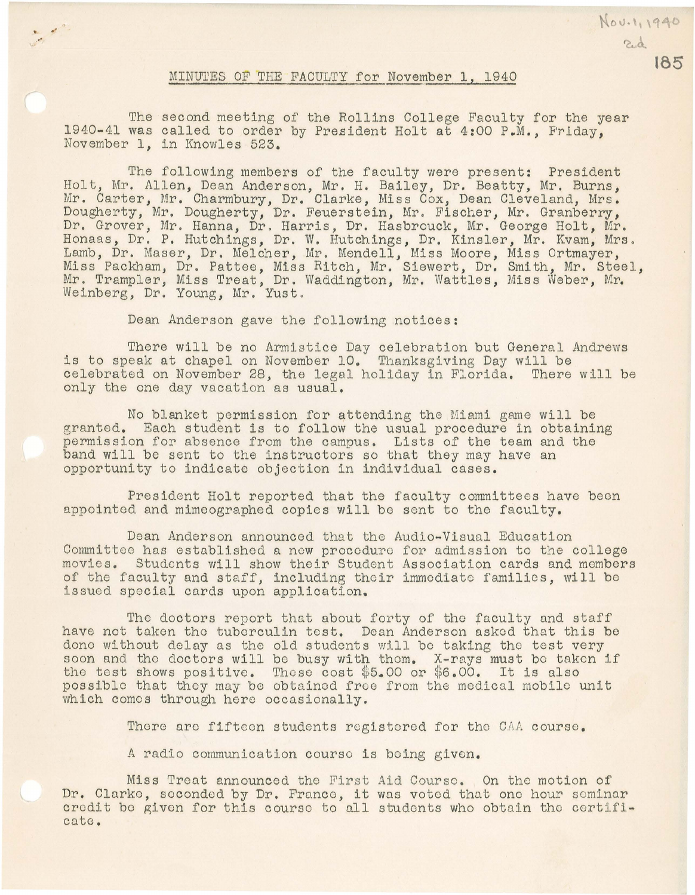## MINUTES OF THE FACULTY for November 1, 1940

The second meeting of the Rollins College Faculty for the year 1940-41 was called to order by President Holt at 4:00 P.M., Friday, November 1, in Knowles 523.

The following members of the faculty were present: President Holt, Mr. Allen, Dean Anderson, Mr. H. Bailey, Dr. Beatty, Mr. Burns, Mr. Carter, Mr. Charmbury, Dr. Clarke, Miss Cox, Dean Cleveland, Mrs. Dougherty, Mr. Dougherty, Dr. Feuerstein, Mr. Fischer, Mr. Granberry, Dr. Grover, Mr. Hanna, Dr. Harris, Dr. Hasbrouck, Mr. George Holt, Mr. Honaas, Dr. P. Hutchings, Dr. W. Hutchings, Dr. Kinsler, Mr. Kvam, Mrs. Lamb, Dr. Maser, Dr. Melcher, Mr. Mendell, Miss Moore, Miss Ortmayer, Miss Packham, Dr. Pattee, Miss Ritch, Mr. Siewert, Dr. Smith, Mr. Steel, Mr. Trampler, Miss Treat, Dr. Waddington, Mr. Wattles, Miss Weber, Mr. Weinberg, Dr. Young, Mr. Yust.

Dean Anderson gave the following notices:

There will be no Armistice Day celebration but General Andrews is to speak at chapel on November 10. Thanksgiving Day will be celebrated on November 28, the legal holiday in Florida. There will be only the one day vacation as usual.

No blanket permission for attending the Miami game will be granted. Each student is to follow the usual procedure in obtaining permission for absence from the campus. Lists of the team and the band will be sent to the instructors so that they may have an opportunity to indicate objection in individual cases.

President Holt reported that the faculty committees have been appointed and mimeographed copies will be sent to the faculty.

Dean Anderson announced that the Audio-Visual Education Committee has established a new procedure for admission to the college movies. Students will show their Student Association cards and members of the faculty and staff, including their immediate families, will be issued special cards upon application.

The doctors report that about forty of the faculty and staff have not taken the tuberculin test. Dean Anderson asked that this be done without delay as the old students will be taking the test very soon and the doctors will be busy with them. X-rays must be taken if the test shows positive. These cost $5.00 or $6.00. It is also possible that they may be obtained free from the medical mobile unit which comes through here occasionally.

There are fifteen students registered for the CAA course.

A radio communication course is being given.

Miss Treat announced the First Aid Course. On the motion of Dr. Clarke, seconded by Dr. France, it was voted that one hour seminar credit be given for this course to all students who obtain the certificate.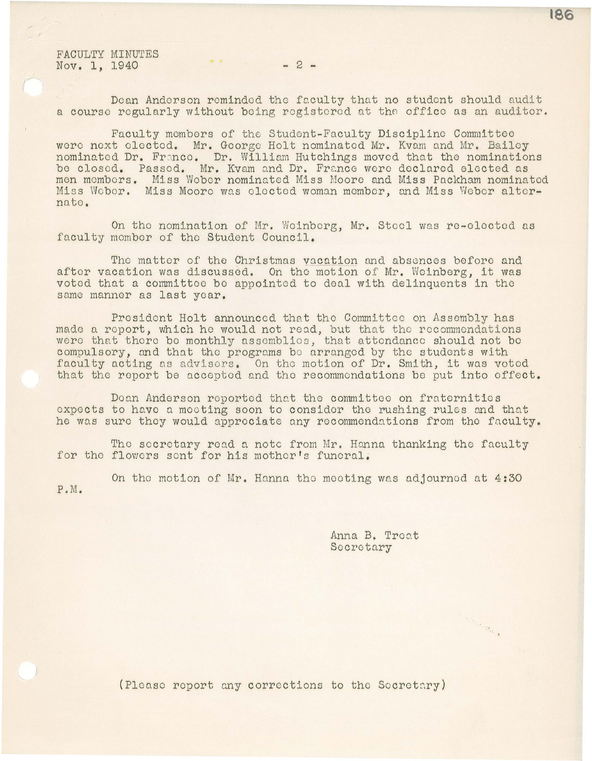FACULTY MINUTES
Nov. 1, 1940

Dean Anderson reminded the faculty that no student should audit a course regularly without being registered at the office as an auditor.

Faculty members of the Student-Faculty Discipline Committee were next elected. Mr. George Holt nominated Mr. Kvam and Mr. Bailey nominated Dr. France. Dr. William Hutchings moved that the nominations be closed. Passed. Mr. Kvam and Dr. France were declared elected as men members. Miss Weber nominated Miss Moore and Miss Packham nominated Miss Weber. Miss Moore was elected woman member, and Miss Weber alternate.

On the nomination of Mr. Weinberg, Mr. Steel was re-elected as faculty member of the Student Council.

The matter of the Christmas vacation and absences before and after vacation was discussed. On the motion of Mr. Weinberg, it was voted that a committee be appointed to deal with delinquents in the same manner as last year.

President Holt announced that the Committee on Assembly has made a report, which he would not read, but that the recommendations were that there be monthly assemblies, that attendance should not be compulsory, and that the programs be arranged by the students with faculty acting as advisers. On the motion of Dr. Smith, it was voted that the report be accepted and the recommendations be put into effect.

Dean Anderson reported that the committee on fraternities expects to have a meeting soon to consider the rushing rules and that he was sure they would appreciate any recommendations from the faculty.

The secretary read a note from Mr. Hanna thanking the faculty for the flowers sent for his mother's funeral.

On the motion of Mr. Hanna the meeting was adjourned at 4:30 P.M.

Anna B. Treat
Secretary

(Please report any corrections to the Secretary)